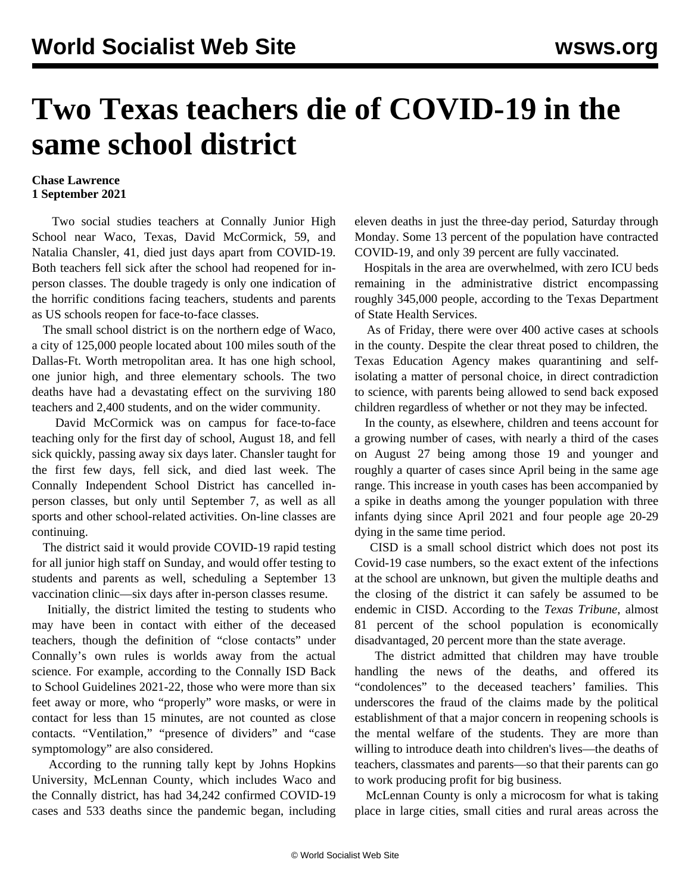# Two Texas teachers die of COVID-19 in the same school district

**Chase Lawrence**
**1 September 2021**

Two social studies teachers at Connally Junior High School near Waco, Texas, David McCormick, 59, and Natalia Chansler, 41, died just days apart from COVID-19. Both teachers fell sick after the school had reopened for in-person classes. The double tragedy is only one indication of the horrific conditions facing teachers, students and parents as US schools reopen for face-to-face classes.

The small school district is on the northern edge of Waco, a city of 125,000 people located about 100 miles south of the Dallas-Ft. Worth metropolitan area. It has one high school, one junior high, and three elementary schools. The two deaths have had a devastating effect on the surviving 180 teachers and 2,400 students, and on the wider community.

David McCormick was on campus for face-to-face teaching only for the first day of school, August 18, and fell sick quickly, passing away six days later. Chansler taught for the first few days, fell sick, and died last week. The Connally Independent School District has cancelled in-person classes, but only until September 7, as well as all sports and other school-related activities. On-line classes are continuing.

The district said it would provide COVID-19 rapid testing for all junior high staff on Sunday, and would offer testing to students and parents as well, scheduling a September 13 vaccination clinic—six days after in-person classes resume.

Initially, the district limited the testing to students who may have been in contact with either of the deceased teachers, though the definition of "close contacts" under Connally's own rules is worlds away from the actual science. For example, according to the Connally ISD Back to School Guidelines 2021-22, those who were more than six feet away or more, who "properly" wore masks, or were in contact for less than 15 minutes, are not counted as close contacts. "Ventilation," "presence of dividers" and "case symptomology" are also considered.

According to the running tally kept by Johns Hopkins University, McLennan County, which includes Waco and the Connally district, has had 34,242 confirmed COVID-19 cases and 533 deaths since the pandemic began, including eleven deaths in just the three-day period, Saturday through Monday. Some 13 percent of the population have contracted COVID-19, and only 39 percent are fully vaccinated.

Hospitals in the area are overwhelmed, with zero ICU beds remaining in the administrative district encompassing roughly 345,000 people, according to the Texas Department of State Health Services.

As of Friday, there were over 400 active cases at schools in the county. Despite the clear threat posed to children, the Texas Education Agency makes quarantining and self-isolating a matter of personal choice, in direct contradiction to science, with parents being allowed to send back exposed children regardless of whether or not they may be infected.

In the county, as elsewhere, children and teens account for a growing number of cases, with nearly a third of the cases on August 27 being among those 19 and younger and roughly a quarter of cases since April being in the same age range. This increase in youth cases has been accompanied by a spike in deaths among the younger population with three infants dying since April 2021 and four people age 20-29 dying in the same time period.

CISD is a small school district which does not post its Covid-19 case numbers, so the exact extent of the infections at the school are unknown, but given the multiple deaths and the closing of the district it can safely be assumed to be endemic in CISD. According to the *Texas Tribune*, almost 81 percent of the school population is economically disadvantaged, 20 percent more than the state average.

The district admitted that children may have trouble handling the news of the deaths, and offered its "condolences" to the deceased teachers' families. This underscores the fraud of the claims made by the political establishment of that a major concern in reopening schools is the mental welfare of the students. They are more than willing to introduce death into children's lives—the deaths of teachers, classmates and parents—so that their parents can go to work producing profit for big business.

McLennan County is only a microcosm for what is taking place in large cities, small cities and rural areas across the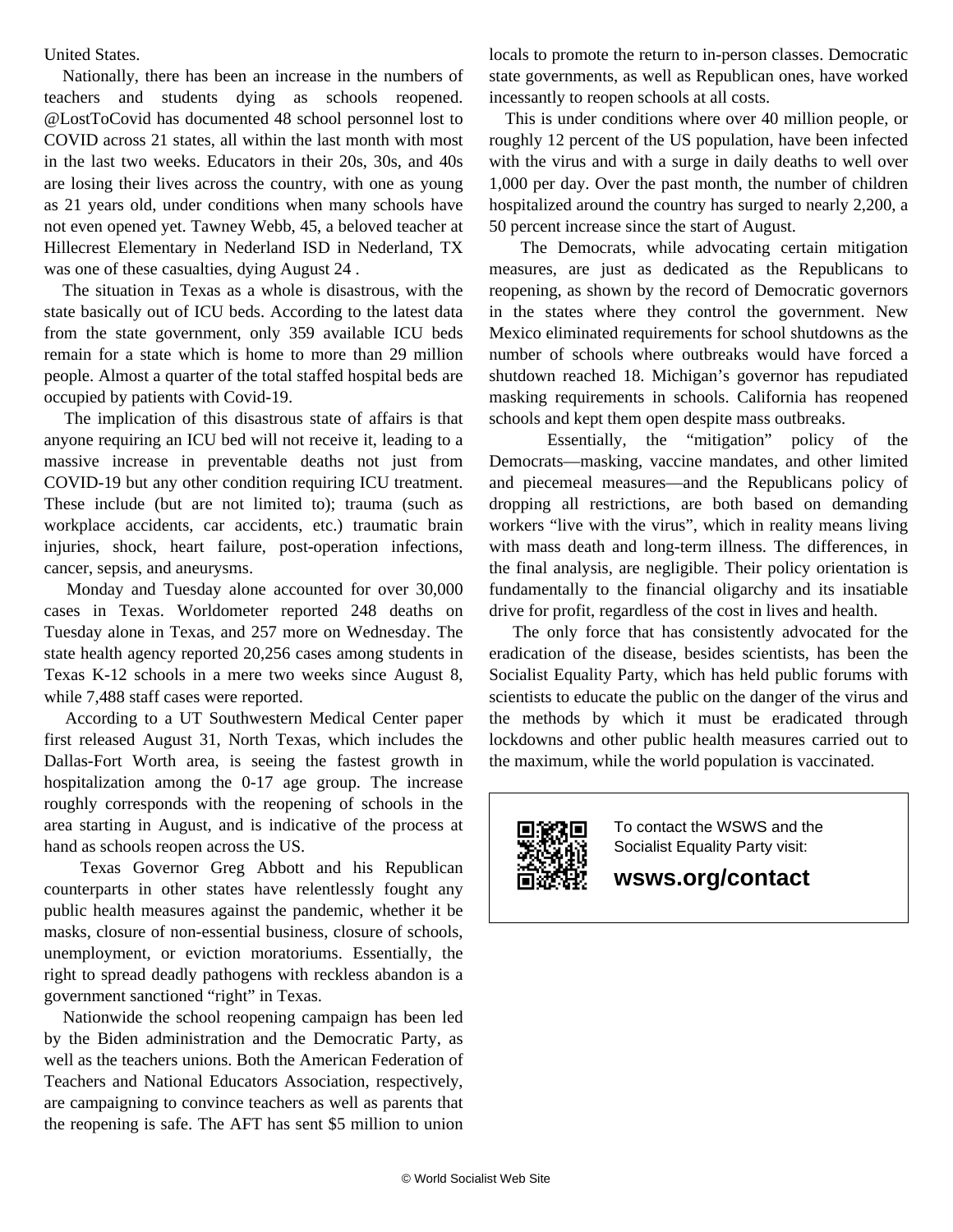United States.

Nationally, there has been an increase in the numbers of teachers and students dying as schools reopened. @LostToCovid has documented 48 school personnel lost to COVID across 21 states, all within the last month with most in the last two weeks. Educators in their 20s, 30s, and 40s are losing their lives across the country, with one as young as 21 years old, under conditions when many schools have not even opened yet. Tawney Webb, 45, a beloved teacher at Hillecrest Elementary in Nederland ISD in Nederland, TX was one of these casualties, dying August 24 .

The situation in Texas as a whole is disastrous, with the state basically out of ICU beds. According to the latest data from the state government, only 359 available ICU beds remain for a state which is home to more than 29 million people. Almost a quarter of the total staffed hospital beds are occupied by patients with Covid-19.

The implication of this disastrous state of affairs is that anyone requiring an ICU bed will not receive it, leading to a massive increase in preventable deaths not just from COVID-19 but any other condition requiring ICU treatment. These include (but are not limited to); trauma (such as workplace accidents, car accidents, etc.) traumatic brain injuries, shock, heart failure, post-operation infections, cancer, sepsis, and aneurysms.

Monday and Tuesday alone accounted for over 30,000 cases in Texas. Worldometer reported 248 deaths on Tuesday alone in Texas, and 257 more on Wednesday. The state health agency reported 20,256 cases among students in Texas K-12 schools in a mere two weeks since August 8, while 7,488 staff cases were reported.

According to a UT Southwestern Medical Center paper first released August 31, North Texas, which includes the Dallas-Fort Worth area, is seeing the fastest growth in hospitalization among the 0-17 age group. The increase roughly corresponds with the reopening of schools in the area starting in August, and is indicative of the process at hand as schools reopen across the US.

Texas Governor Greg Abbott and his Republican counterparts in other states have relentlessly fought any public health measures against the pandemic, whether it be masks, closure of non-essential business, closure of schools, unemployment, or eviction moratoriums. Essentially, the right to spread deadly pathogens with reckless abandon is a government sanctioned "right" in Texas.

Nationwide the school reopening campaign has been led by the Biden administration and the Democratic Party, as well as the teachers unions. Both the American Federation of Teachers and National Educators Association, respectively, are campaigning to convince teachers as well as parents that the reopening is safe. The AFT has sent $5 million to union locals to promote the return to in-person classes. Democratic state governments, as well as Republican ones, have worked incessantly to reopen schools at all costs.

This is under conditions where over 40 million people, or roughly 12 percent of the US population, have been infected with the virus and with a surge in daily deaths to well over 1,000 per day. Over the past month, the number of children hospitalized around the country has surged to nearly 2,200, a 50 percent increase since the start of August.

The Democrats, while advocating certain mitigation measures, are just as dedicated as the Republicans to reopening, as shown by the record of Democratic governors in the states where they control the government. New Mexico eliminated requirements for school shutdowns as the number of schools where outbreaks would have forced a shutdown reached 18. Michigan's governor has repudiated masking requirements in schools. California has reopened schools and kept them open despite mass outbreaks.

Essentially, the "mitigation" policy of the Democrats—masking, vaccine mandates, and other limited and piecemeal measures—and the Republicans policy of dropping all restrictions, are both based on demanding workers "live with the virus", which in reality means living with mass death and long-term illness. The differences, in the final analysis, are negligible. Their policy orientation is fundamentally to the financial oligarchy and its insatiable drive for profit, regardless of the cost in lives and health.

The only force that has consistently advocated for the eradication of the disease, besides scientists, has been the Socialist Equality Party, which has held public forums with scientists to educate the public on the danger of the virus and the methods by which it must be eradicated through lockdowns and other public health measures carried out to the maximum, while the world population is vaccinated.

To contact the WSWS and the Socialist Equality Party visit:

**wsws.org/contact**